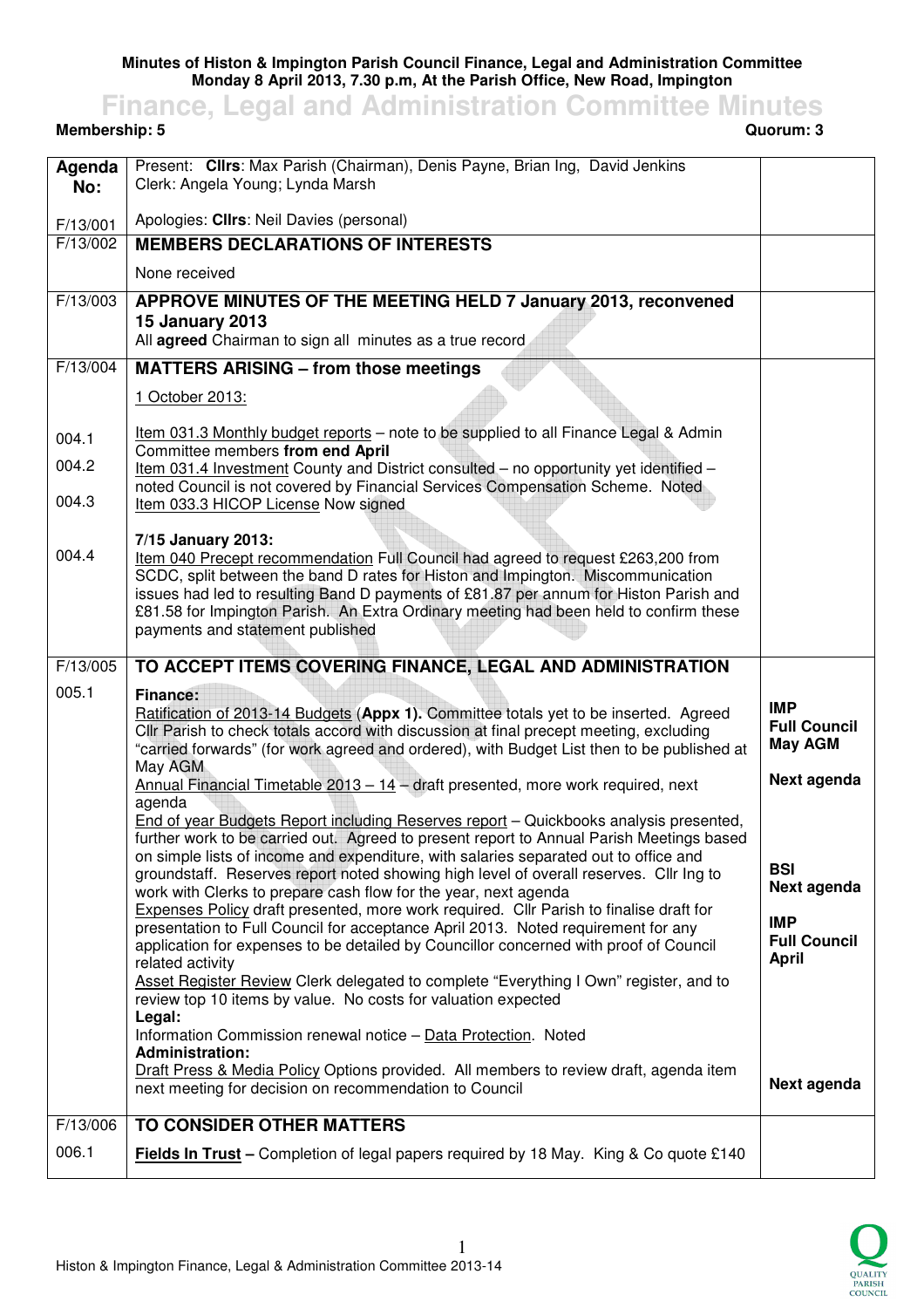**Minutes of Histon & Impington Parish Council Finance, Legal and Administration Committee**
**Monday 8 April 2013, 7.30 p.m, At the Parish Office, New Road, Impington**

# Finance, Legal and Administration Committee Minutes

**Membership: 5** **Quorum: 3**

| Agenda No: | Present: **Cllrs**: Max Parish (Chairman), Denis Payne, Brian Ing, David Jenkins<br>Clerk: Angela Young; Lynda Marsh | |
|---|---|---|
| F/13/001 | Apologies: **Cllrs**: Neil Davies (personal) | |
| F/13/002 | **MEMBERS DECLARATIONS OF INTERESTS**<br><br>None received | |
| F/13/003 | **APPROVE MINUTES OF THE MEETING HELD 7 January 2013, reconvened 15 January 2013**<br>All **agreed** Chairman to sign all minutes as a true record | |
| F/13/004 | **MATTERS ARISING – from those meetings**<br><br>1 October 2013: | |
| 004.1 | Item 031.3 Monthly budget reports – note to be supplied to all Finance Legal & Admin Committee members **from end April** | |
| 004.2 | Item 031.4 Investment County and District consulted – no opportunity yet identified – noted Council is not covered by Financial Services Compensation Scheme. Noted | |
| 004.3 | Item 033.3 HICOP License Now signed | |
| 004.4 | **7/15 January 2013:**<br>Item 040 Precept recommendation Full Council had agreed to request £263,200 from SCDC, split between the band D rates for Histon and Impington. Miscommunication issues had led to resulting Band D payments of £81.87 per annum for Histon Parish and £81.58 for Impington Parish. An Extra Ordinary meeting had been held to confirm these payments and statement published | |
| F/13/005 | **TO ACCEPT ITEMS COVERING FINANCE, LEGAL AND ADMINISTRATION** | |
| 005.1 | **Finance:**<br>Ratification of 2013-14 Budgets (**Appx 1).** Committee totals yet to be inserted. Agreed Cllr Parish to check totals accord with discussion at final precept meeting, excluding "carried forwards" (for work agreed and ordered), with Budget List then to be published at May AGM | **IMP Full Council May AGM** |
| | Annual Financial Timetable 2013 – 14 – draft presented, more work required, next agenda | **Next agenda** |
| | End of year Budgets Report including Reserves report – Quickbooks analysis presented, further work to be carried out. Agreed to present report to Annual Parish Meetings based on simple lists of income and expenditure, with salaries separated out to office and groundstaff. Reserves report noted showing high level of overall reserves. Cllr Ing to work with Clerks to prepare cash flow for the year, next agenda | **BSI Next agenda** |
| | Expenses Policy draft presented, more work required. Cllr Parish to finalise draft for presentation to Full Council for acceptance April 2013. Noted requirement for any application for expenses to be detailed by Councillor concerned with proof of Council related activity | **IMP Full Council April** |
| | Asset Register Review Clerk delegated to complete "Everything I Own" register, and to review top 10 items by value. No costs for valuation expected | |
| | **Legal:**<br>Information Commission renewal notice – Data Protection. Noted | |
| | **Administration:**<br>Draft Press & Media Policy Options provided. All members to review draft, agenda item next meeting for decision on recommendation to Council | **Next agenda** |
| F/13/006 | **TO CONSIDER OTHER MATTERS** | |
| 006.1 | **Fields In Trust –** Completion of legal papers required by 18 May. King & Co quote £140 | |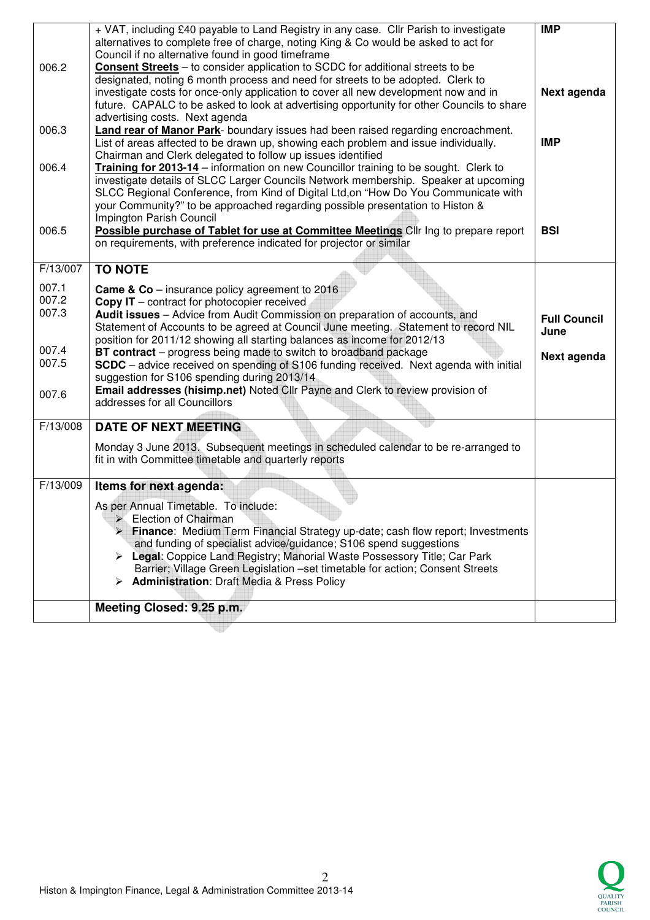| | | |
|---|---|---|
| | + VAT, including £40 payable to Land Registry in any case. Cllr Parish to investigate alternatives to complete free of charge, noting King & Co would be asked to act for Council if no alternative found in good timeframe | **IMP** |
| 006.2 | **Consent Streets** – to consider application to SCDC for additional streets to be designated, noting 6 month process and need for streets to be adopted. Clerk to investigate costs for once-only application to cover all new development now and in future. CAPALC to be asked to look at advertising opportunity for other Councils to share advertising costs. Next agenda | **Next agenda** |
| 006.3 | **Land rear of Manor Park**- boundary issues had been raised regarding encroachment. List of areas affected to be drawn up, showing each problem and issue individually. Chairman and Clerk delegated to follow up issues identified | **IMP** |
| 006.4 | **Training for 2013-14** – information on new Councillor training to be sought. Clerk to investigate details of SLCC Larger Councils Network membership. Speaker at upcoming SLCC Regional Conference, from Kind of Digital Ltd,on "How Do You Communicate with your Community?" to be approached regarding possible presentation to Histon & Impington Parish Council | |
| 006.5 | **Possible purchase of Tablet for use at Committee Meetings** Cllr Ing to prepare report on requirements, with preference indicated for projector or similar | **BSI** |
| F/13/007 | **TO NOTE** | |
| 007.1 | **Came & Co** – insurance policy agreement to 2016 | |
| 007.2 | **Copy IT** – contract for photocopier received | |
| 007.3 | **Audit issues** – Advice from Audit Commission on preparation of accounts, and Statement of Accounts to be agreed at Council June meeting. Statement to record NIL position for 2011/12 showing all starting balances as income for 2012/13 | **Full Council June** |
| 007.4 | **BT contract** – progress being made to switch to broadband package | |
| 007.5 | **SCDC** – advice received on spending of S106 funding received. Next agenda with initial suggestion for S106 spending during 2013/14 | **Next agenda** |
| 007.6 | **Email addresses (hisimp.net)** Noted Cllr Payne and Clerk to review provision of addresses for all Councillors | |
| F/13/008 | **DATE OF NEXT MEETING**<br><br>Monday 3 June 2013. Subsequent meetings in scheduled calendar to be re-arranged to fit in with Committee timetable and quarterly reports | |
| F/13/009 | **Items for next agenda:**<br><br>As per Annual Timetable. To include:<br>➢ Election of Chairman<br>➢ **Finance**: Medium Term Financial Strategy up-date; cash flow report; Investments and funding of specialist advice/guidance; S106 spend suggestions<br>➢ **Legal**: Coppice Land Registry; Manorial Waste Possessory Title; Car Park Barrier; Village Green Legislation –set timetable for action; Consent Streets<br>➢ **Administration**: Draft Media & Press Policy | |
| | **Meeting Closed: 9.25 p.m.** | |